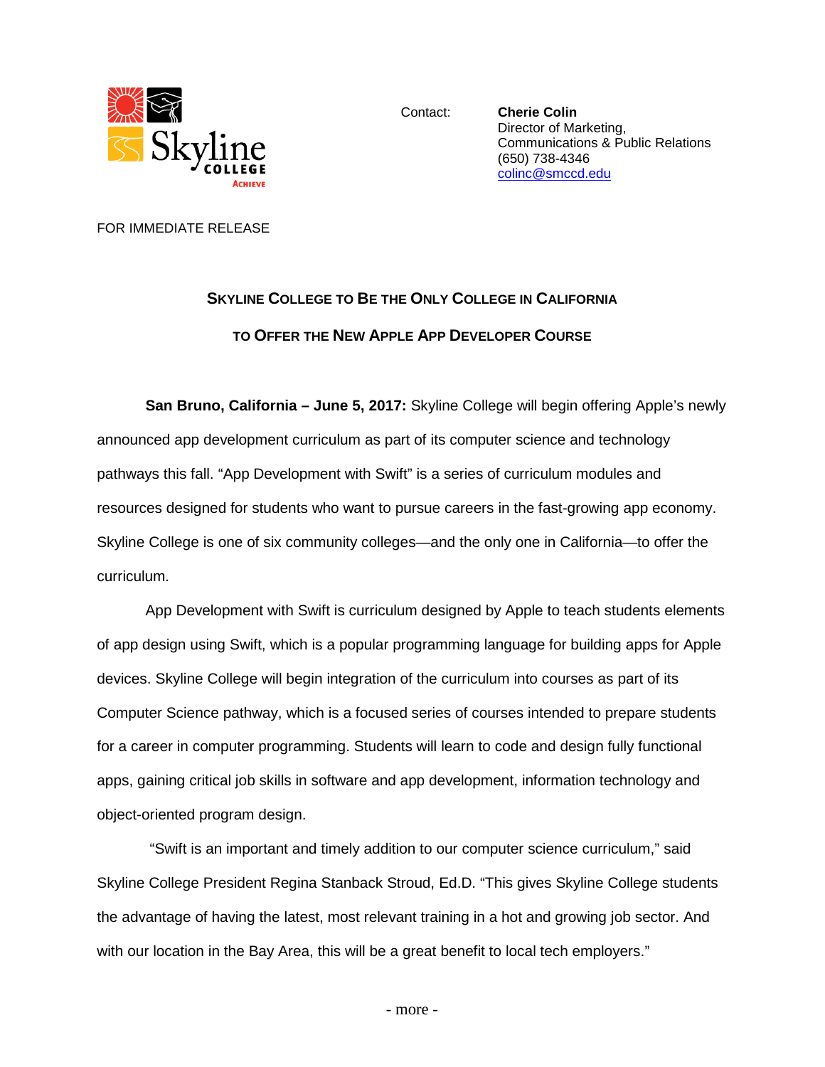Contact: **Cherie Colin**
Director of Marketing,
Communications & Public Relations
(650) 738-4346
colinc@smccd.edu

FOR IMMEDIATE RELEASE

## SKYLINE COLLEGE TO BE THE ONLY COLLEGE IN CALIFORNIA TO OFFER THE NEW APPLE APP DEVELOPER COURSE

**San Bruno, California – June 5, 2017:** Skyline College will begin offering Apple's newly announced app development curriculum as part of its computer science and technology pathways this fall. "App Development with Swift" is a series of curriculum modules and resources designed for students who want to pursue careers in the fast-growing app economy. Skyline College is one of six community colleges—and the only one in California—to offer the curriculum.

App Development with Swift is curriculum designed by Apple to teach students elements of app design using Swift, which is a popular programming language for building apps for Apple devices. Skyline College will begin integration of the curriculum into courses as part of its Computer Science pathway, which is a focused series of courses intended to prepare students for a career in computer programming. Students will learn to code and design fully functional apps, gaining critical job skills in software and app development, information technology and object-oriented program design.

"Swift is an important and timely addition to our computer science curriculum," said Skyline College President Regina Stanback Stroud, Ed.D. "This gives Skyline College students the advantage of having the latest, most relevant training in a hot and growing job sector. And with our location in the Bay Area, this will be a great benefit to local tech employers."

- more -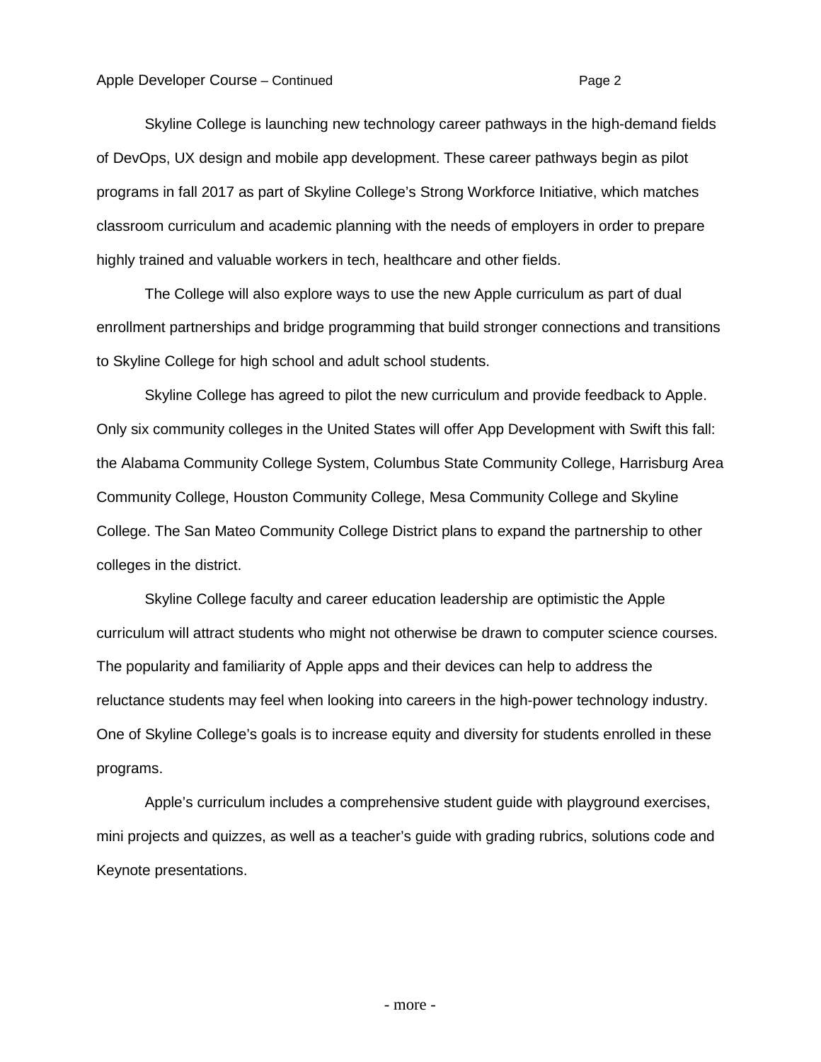Skyline College is launching new technology career pathways in the high-demand fields of DevOps, UX design and mobile app development. These career pathways begin as pilot programs in fall 2017 as part of Skyline College's Strong Workforce Initiative, which matches classroom curriculum and academic planning with the needs of employers in order to prepare highly trained and valuable workers in tech, healthcare and other fields.

The College will also explore ways to use the new Apple curriculum as part of dual enrollment partnerships and bridge programming that build stronger connections and transitions to Skyline College for high school and adult school students.

Skyline College has agreed to pilot the new curriculum and provide feedback to Apple. Only six community colleges in the United States will offer App Development with Swift this fall: the Alabama Community College System, Columbus State Community College, Harrisburg Area Community College, Houston Community College, Mesa Community College and Skyline College. The San Mateo Community College District plans to expand the partnership to other colleges in the district.

Skyline College faculty and career education leadership are optimistic the Apple curriculum will attract students who might not otherwise be drawn to computer science courses. The popularity and familiarity of Apple apps and their devices can help to address the reluctance students may feel when looking into careers in the high-power technology industry. One of Skyline College's goals is to increase equity and diversity for students enrolled in these programs.

Apple's curriculum includes a comprehensive student guide with playground exercises, mini projects and quizzes, as well as a teacher's guide with grading rubrics, solutions code and Keynote presentations.

- more -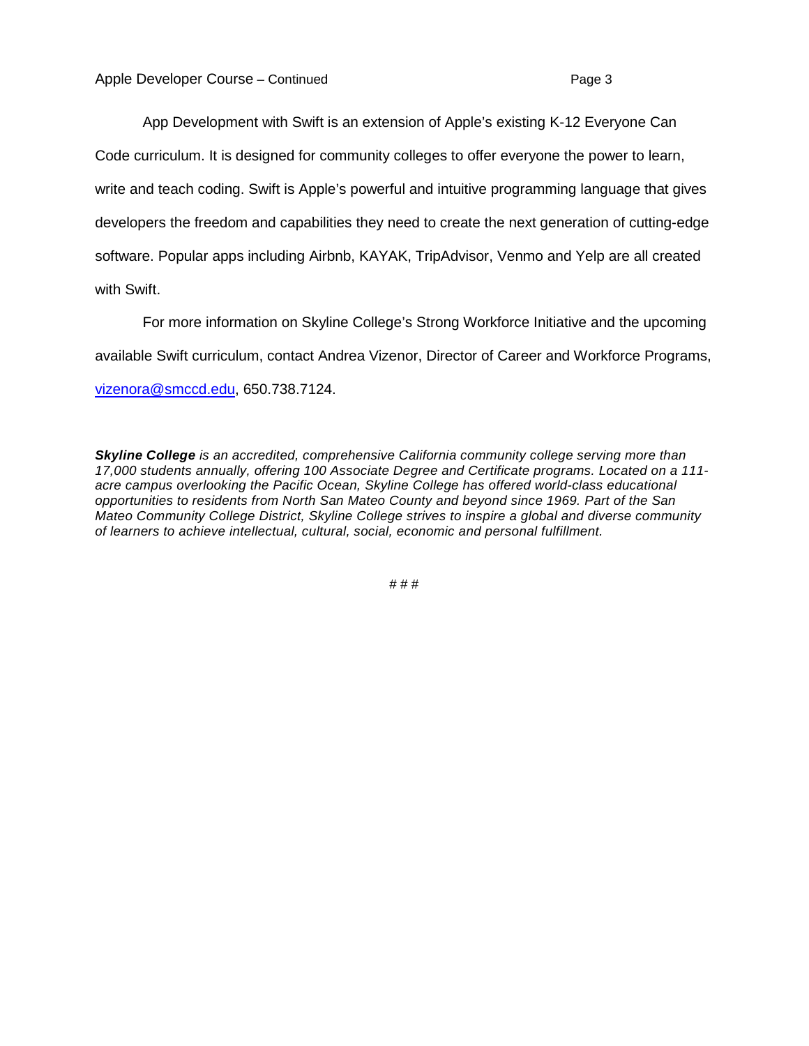App Development with Swift is an extension of Apple's existing K-12 Everyone Can Code curriculum. It is designed for community colleges to offer everyone the power to learn, write and teach coding. Swift is Apple's powerful and intuitive programming language that gives developers the freedom and capabilities they need to create the next generation of cutting-edge software. Popular apps including Airbnb, KAYAK, TripAdvisor, Venmo and Yelp are all created with Swift.

For more information on Skyline College's Strong Workforce Initiative and the upcoming available Swift curriculum, contact Andrea Vizenor, Director of Career and Workforce Programs, vizenora@smccd.edu, 650.738.7124.

***Skyline College** is an accredited, comprehensive California community college serving more than 17,000 students annually, offering 100 Associate Degree and Certificate programs. Located on a 111-acre campus overlooking the Pacific Ocean, Skyline College has offered world-class educational opportunities to residents from North San Mateo County and beyond since 1969. Part of the San Mateo Community College District, Skyline College strives to inspire a global and diverse community of learners to achieve intellectual, cultural, social, economic and personal fulfillment.*

# # #